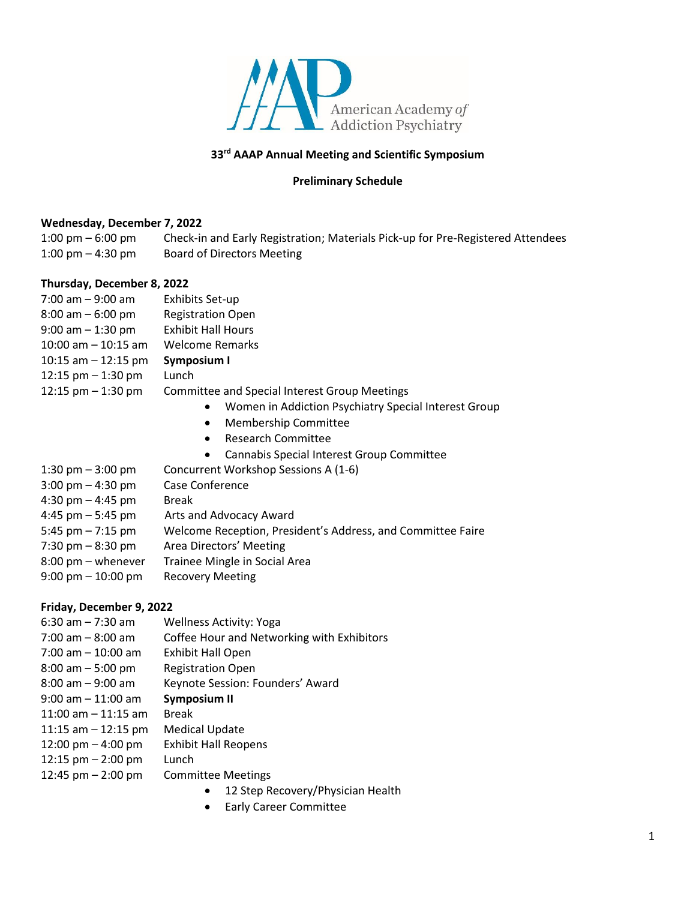American Academy of Addiction Psychiatry

**33rd AAAP Annual Meeting and Scientific Symposium**

**Preliminary Schedule**

**Wednesday, December 7, 2022**

| | |
|---|---|
| 1:00 pm – 6:00 pm | Check-in and Early Registration; Materials Pick-up for Pre-Registered Attendees |
| 1:00 pm – 4:30 pm | Board of Directors Meeting |

**Thursday, December 8, 2022**

| | |
|---|---|
| 7:00 am – 9:00 am | Exhibits Set-up |
| 8:00 am – 6:00 pm | Registration Open |
| 9:00 am – 1:30 pm | Exhibit Hall Hours |
| 10:00 am – 10:15 am | Welcome Remarks |
| 10:15 am – 12:15 pm | **Symposium I** |
| 12:15 pm – 1:30 pm | Lunch |
| 12:15 pm – 1:30 pm | Committee and Special Interest Group Meetings<br>• Women in Addiction Psychiatry Special Interest Group<br>• Membership Committee<br>• Research Committee<br>• Cannabis Special Interest Group Committee |
| 1:30 pm – 3:00 pm | Concurrent Workshop Sessions A (1-6) |
| 3:00 pm – 4:30 pm | Case Conference |
| 4:30 pm – 4:45 pm | Break |
| 4:45 pm – 5:45 pm | Arts and Advocacy Award |
| 5:45 pm – 7:15 pm | Welcome Reception, President's Address, and Committee Faire |
| 7:30 pm – 8:30 pm | Area Directors' Meeting |
| 8:00 pm – whenever | Trainee Mingle in Social Area |
| 9:00 pm – 10:00 pm | Recovery Meeting |

**Friday, December 9, 2022**

| | |
|---|---|
| 6:30 am – 7:30 am | Wellness Activity: Yoga |
| 7:00 am – 8:00 am | Coffee Hour and Networking with Exhibitors |
| 7:00 am – 10:00 am | Exhibit Hall Open |
| 8:00 am – 5:00 pm | Registration Open |
| 8:00 am – 9:00 am | Keynote Session: Founders' Award |
| 9:00 am – 11:00 am | **Symposium II** |
| 11:00 am – 11:15 am | Break |
| 11:15 am – 12:15 pm | Medical Update |
| 12:00 pm – 4:00 pm | Exhibit Hall Reopens |
| 12:15 pm – 2:00 pm | Lunch |
| 12:45 pm – 2:00 pm | Committee Meetings<br>• 12 Step Recovery/Physician Health<br>• Early Career Committee |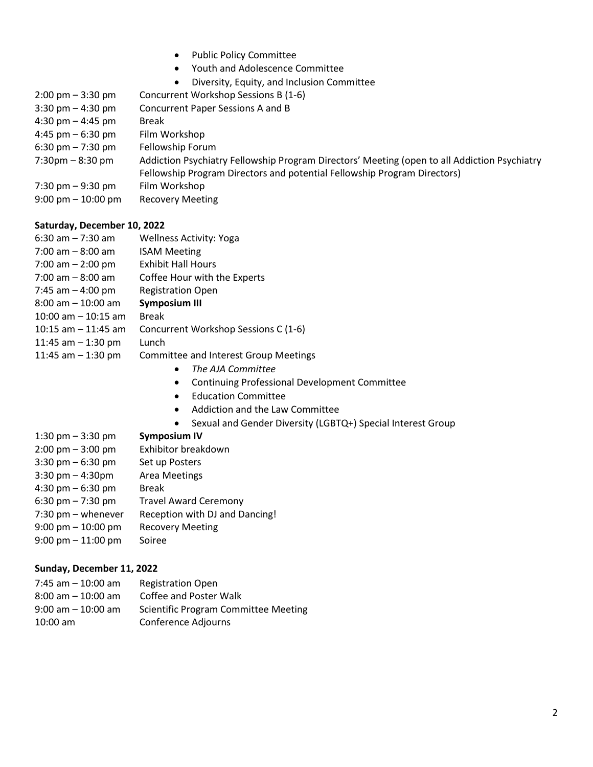- Public Policy Committee
- Youth and Adolescence Committee
- Diversity, Equity, and Inclusion Committee

2:00 pm – 3:30 pm Concurrent Workshop Sessions B (1-6)
3:30 pm – 4:30 pm Concurrent Paper Sessions A and B
4:30 pm – 4:45 pm Break
4:45 pm – 6:30 pm Film Workshop
6:30 pm – 7:30 pm Fellowship Forum
7:30pm – 8:30 pm Addiction Psychiatry Fellowship Program Directors' Meeting (open to all Addiction Psychiatry Fellowship Program Directors and potential Fellowship Program Directors)
7:30 pm – 9:30 pm Film Workshop
9:00 pm – 10:00 pm Recovery Meeting

**Saturday, December 10, 2022**

6:30 am – 7:30 am Wellness Activity: Yoga
7:00 am – 8:00 am ISAM Meeting
7:00 am – 2:00 pm Exhibit Hall Hours
7:00 am – 8:00 am Coffee Hour with the Experts
7:45 am – 4:00 pm Registration Open
8:00 am – 10:00 am **Symposium III**
10:00 am – 10:15 am Break
10:15 am – 11:45 am Concurrent Workshop Sessions C (1-6)
11:45 am – 1:30 pm Lunch
11:45 am – 1:30 pm Committee and Interest Group Meetings

- *The AJA Committee*
- Continuing Professional Development Committee
- Education Committee
- Addiction and the Law Committee
- Sexual and Gender Diversity (LGBTQ+) Special Interest Group

1:30 pm – 3:30 pm **Symposium IV**
2:00 pm – 3:00 pm Exhibitor breakdown
3:30 pm – 6:30 pm Set up Posters
3:30 pm – 4:30pm Area Meetings
4:30 pm – 6:30 pm Break
6:30 pm – 7:30 pm Travel Award Ceremony
7:30 pm – whenever Reception with DJ and Dancing!
9:00 pm – 10:00 pm Recovery Meeting
9:00 pm – 11:00 pm Soiree

**Sunday, December 11, 2022**

7:45 am – 10:00 am Registration Open
8:00 am – 10:00 am Coffee and Poster Walk
9:00 am – 10:00 am Scientific Program Committee Meeting
10:00 am Conference Adjourns